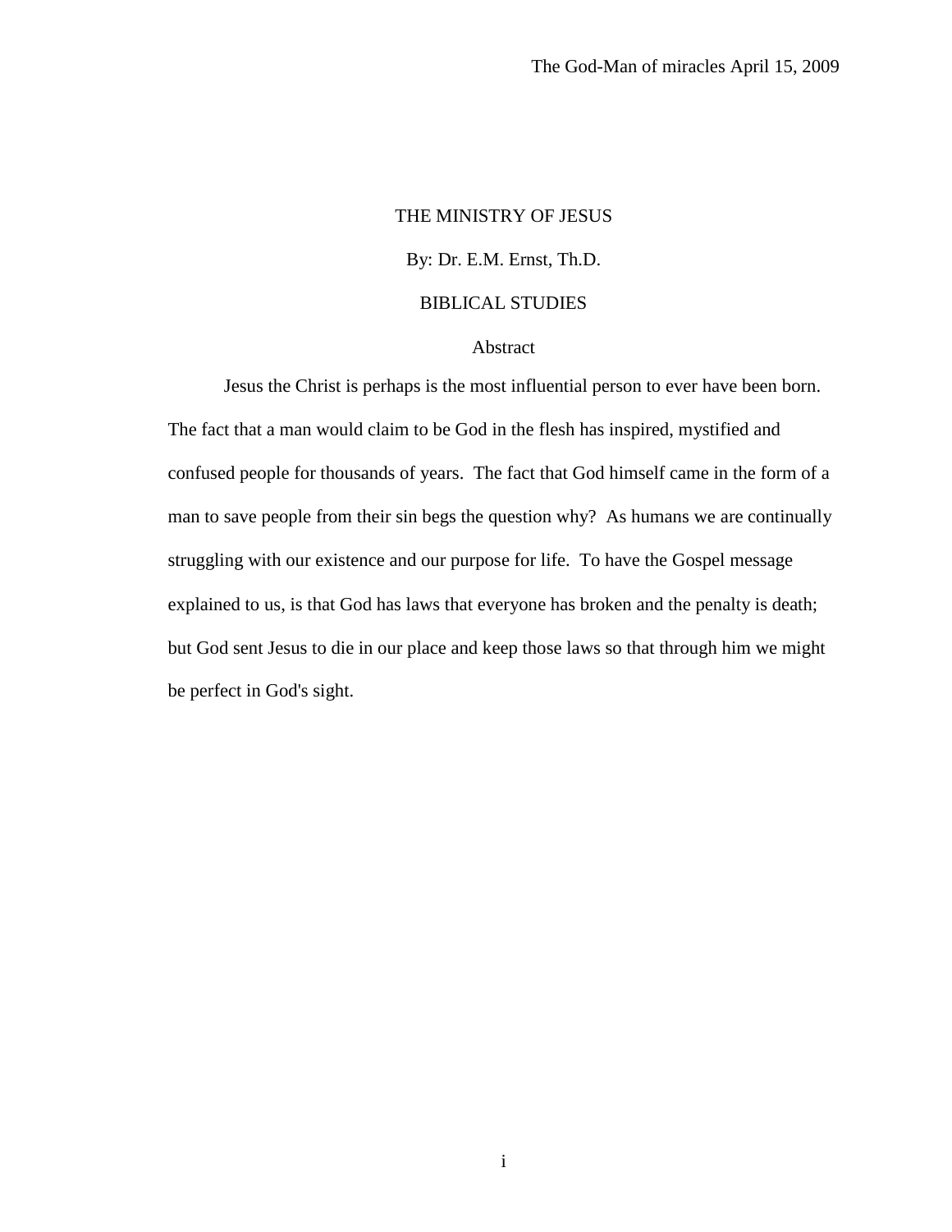# THE MINISTRY OF JESUS

By: Dr. E.M. Ernst, Th.D.

BIBLICAL STUDIES

## Abstract

Jesus the Christ is perhaps is the most influential person to ever have been born. The fact that a man would claim to be God in the flesh has inspired, mystified and confused people for thousands of years. The fact that God himself came in the form of a man to save people from their sin begs the question why? As humans we are continually struggling with our existence and our purpose for life. To have the Gospel message explained to us, is that God has laws that everyone has broken and the penalty is death; but God sent Jesus to die in our place and keep those laws so that through him we might be perfect in God's sight.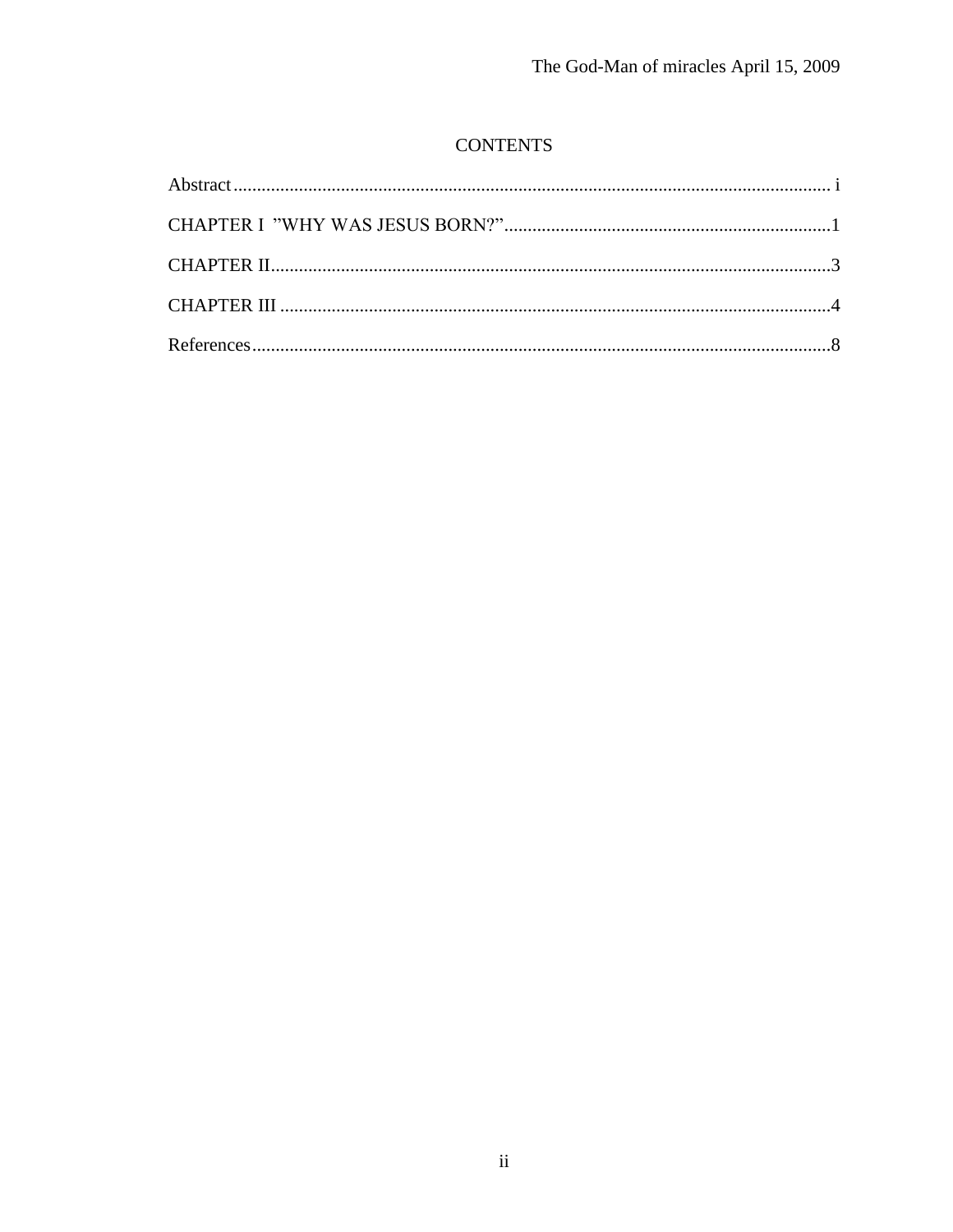# CONTENTS

Abstract ........................................................................................................................ i

CHAPTER I ”WHY WAS JESUS BORN?” ......................................................................1

CHAPTER II.......................................................................................................................3

CHAPTER III .....................................................................................................................4

References ...........................................................................................................................8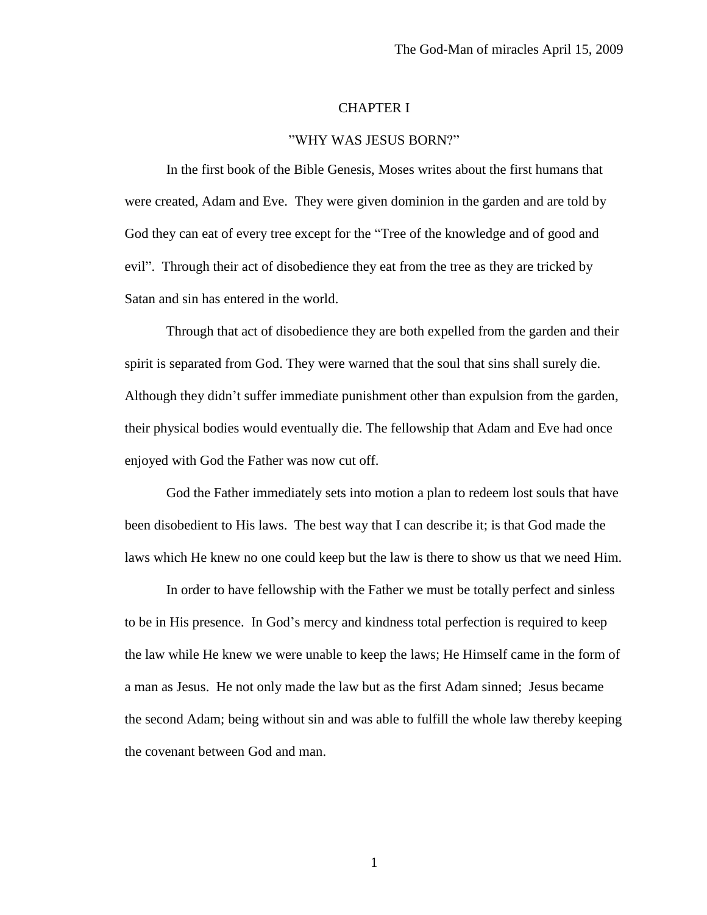# CHAPTER I

## "WHY WAS JESUS BORN?"

In the first book of the Bible Genesis, Moses writes about the first humans that were created, Adam and Eve. They were given dominion in the garden and are told by God they can eat of every tree except for the "Tree of the knowledge and of good and evil". Through their act of disobedience they eat from the tree as they are tricked by Satan and sin has entered in the world.

Through that act of disobedience they are both expelled from the garden and their spirit is separated from God. They were warned that the soul that sins shall surely die. Although they didn't suffer immediate punishment other than expulsion from the garden, their physical bodies would eventually die. The fellowship that Adam and Eve had once enjoyed with God the Father was now cut off.

God the Father immediately sets into motion a plan to redeem lost souls that have been disobedient to His laws. The best way that I can describe it; is that God made the laws which He knew no one could keep but the law is there to show us that we need Him.

In order to have fellowship with the Father we must be totally perfect and sinless to be in His presence. In God's mercy and kindness total perfection is required to keep the law while He knew we were unable to keep the laws; He Himself came in the form of a man as Jesus. He not only made the law but as the first Adam sinned; Jesus became the second Adam; being without sin and was able to fulfill the whole law thereby keeping the covenant between God and man.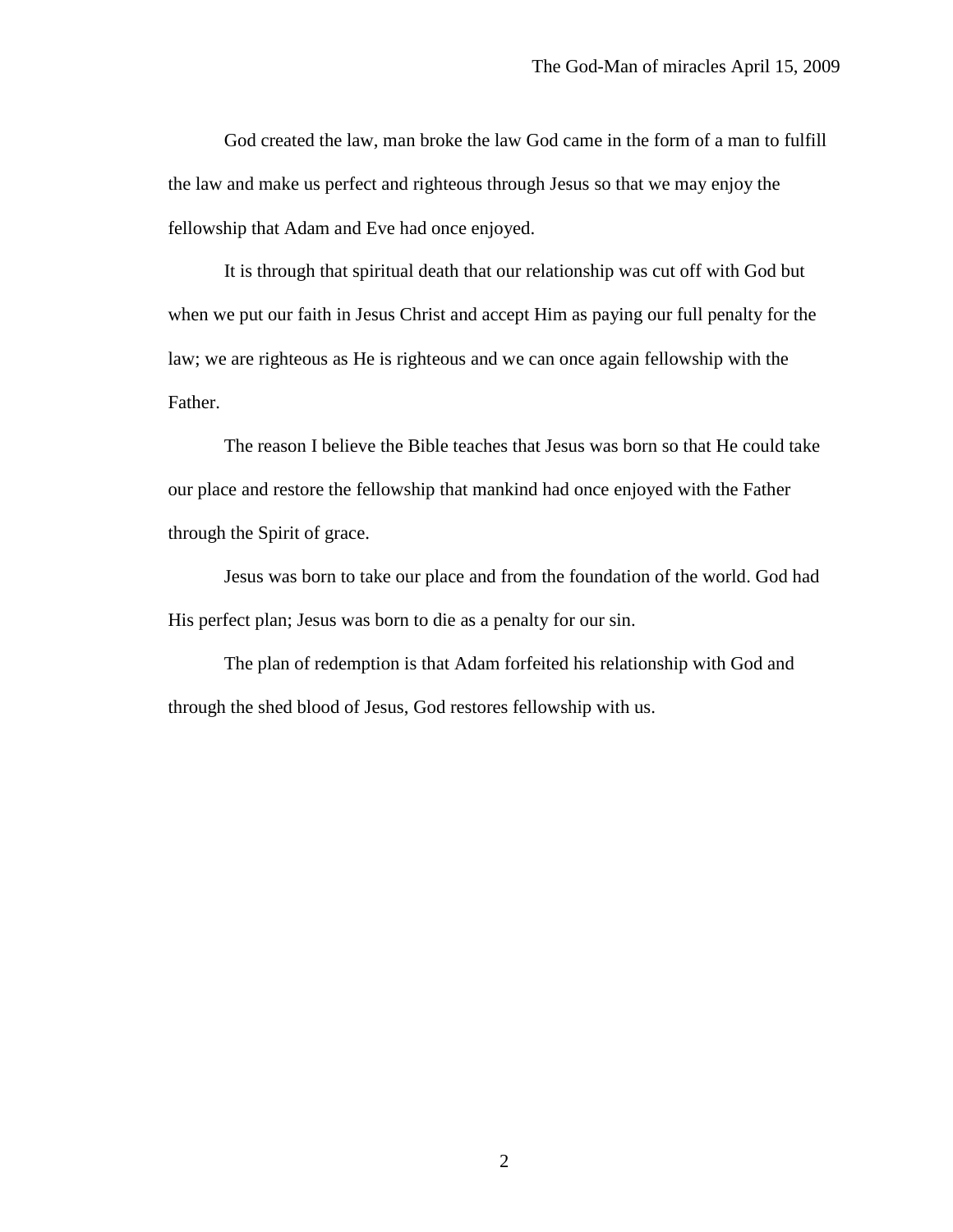God created the law, man broke the law God came in the form of a man to fulfill the law and make us perfect and righteous through Jesus so that we may enjoy the fellowship that Adam and Eve had once enjoyed.

It is through that spiritual death that our relationship was cut off with God but when we put our faith in Jesus Christ and accept Him as paying our full penalty for the law; we are righteous as He is righteous and we can once again fellowship with the Father.

The reason I believe the Bible teaches that Jesus was born so that He could take our place and restore the fellowship that mankind had once enjoyed with the Father through the Spirit of grace.

Jesus was born to take our place and from the foundation of the world. God had His perfect plan; Jesus was born to die as a penalty for our sin.

The plan of redemption is that Adam forfeited his relationship with God and through the shed blood of Jesus, God restores fellowship with us.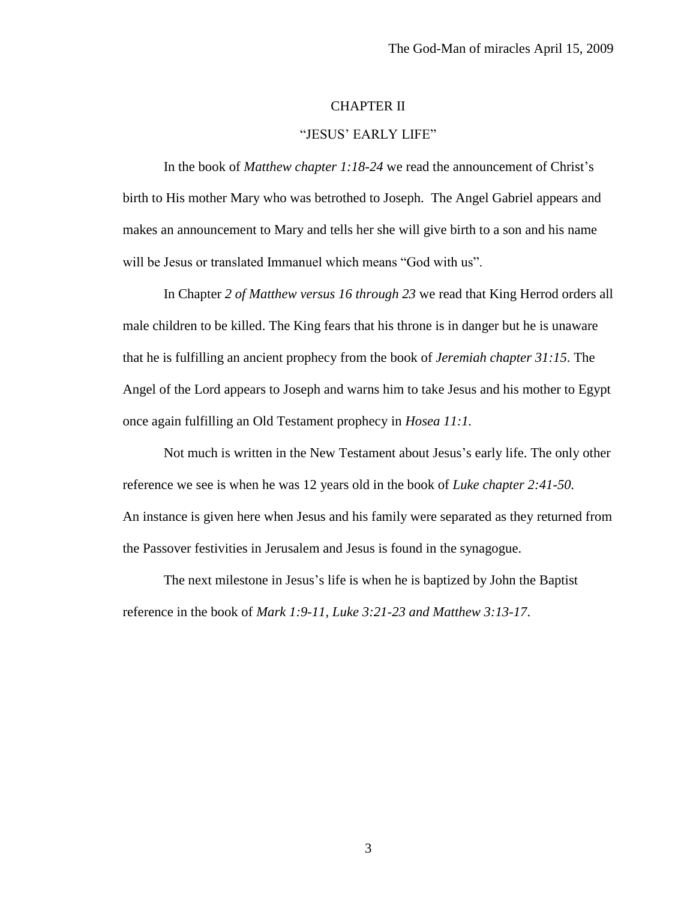## CHAPTER II

## "JESUS' EARLY LIFE"

In the book of *Matthew chapter 1:18-24* we read the announcement of Christ's birth to His mother Mary who was betrothed to Joseph. The Angel Gabriel appears and makes an announcement to Mary and tells her she will give birth to a son and his name will be Jesus or translated Immanuel which means "God with us".

In Chapter *2 of Matthew versus 16 through 23* we read that King Herrod orders all male children to be killed. The King fears that his throne is in danger but he is unaware that he is fulfilling an ancient prophecy from the book of *Jeremiah chapter 31:15*. The Angel of the Lord appears to Joseph and warns him to take Jesus and his mother to Egypt once again fulfilling an Old Testament prophecy in *Hosea 11:1.*

Not much is written in the New Testament about Jesus's early life. The only other reference we see is when he was 12 years old in the book of *Luke chapter 2:41-50.* An instance is given here when Jesus and his family were separated as they returned from the Passover festivities in Jerusalem and Jesus is found in the synagogue.

The next milestone in Jesus's life is when he is baptized by John the Baptist reference in the book of *Mark 1:9-11, Luke 3:21-23 and Matthew 3:13-17*.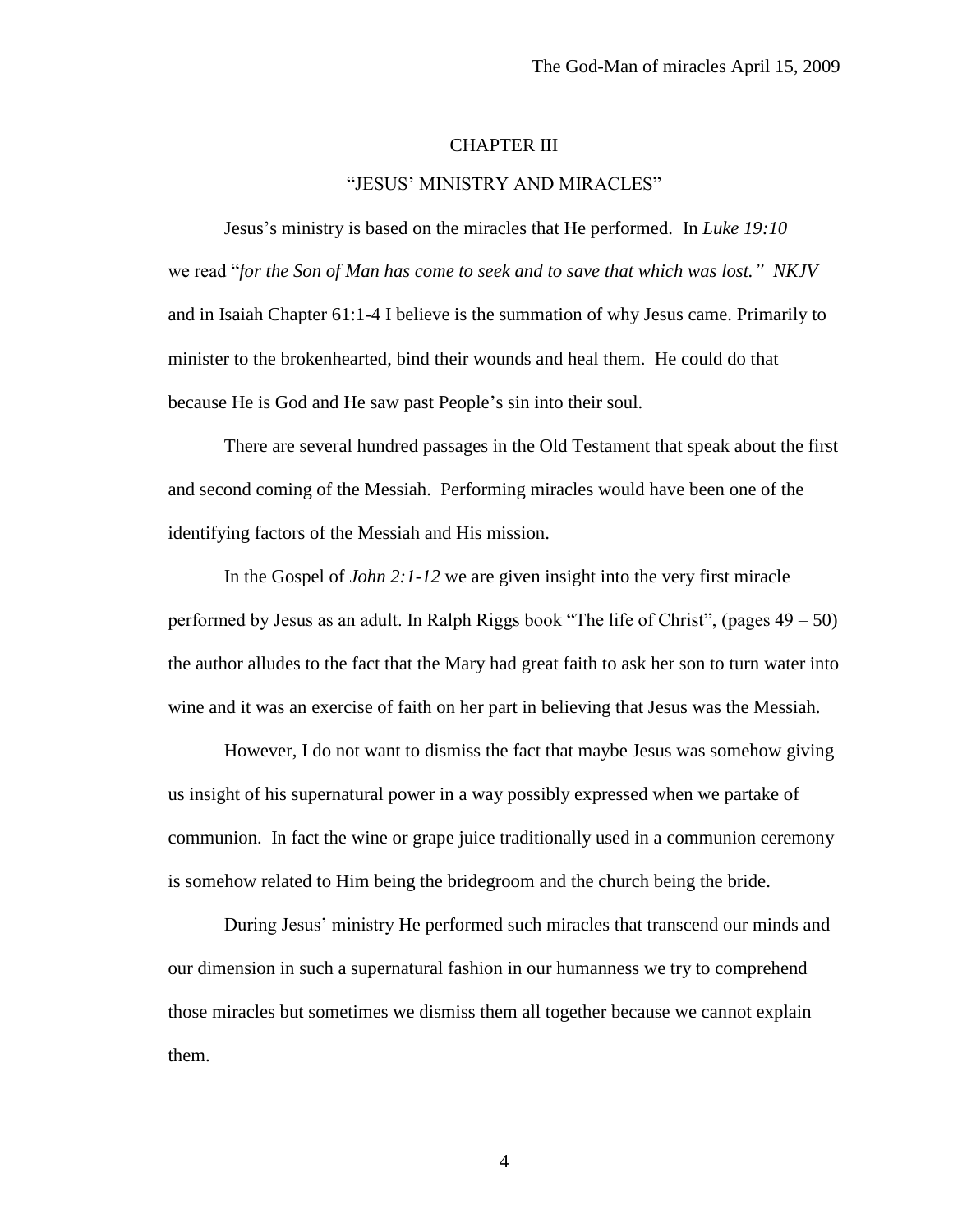# CHAPTER III

## "JESUS' MINISTRY AND MIRACLES"

Jesus's ministry is based on the miracles that He performed. In *Luke 19:10* we read "*for the Son of Man has come to seek and to save that which was lost." NKJV* and in Isaiah Chapter 61:1-4 I believe is the summation of why Jesus came. Primarily to minister to the brokenhearted, bind their wounds and heal them. He could do that because He is God and He saw past People's sin into their soul.

There are several hundred passages in the Old Testament that speak about the first and second coming of the Messiah. Performing miracles would have been one of the identifying factors of the Messiah and His mission.

In the Gospel of *John 2:1-12* we are given insight into the very first miracle performed by Jesus as an adult. In Ralph Riggs book "The life of Christ", (pages 49 – 50) the author alludes to the fact that the Mary had great faith to ask her son to turn water into wine and it was an exercise of faith on her part in believing that Jesus was the Messiah.

However, I do not want to dismiss the fact that maybe Jesus was somehow giving us insight of his supernatural power in a way possibly expressed when we partake of communion. In fact the wine or grape juice traditionally used in a communion ceremony is somehow related to Him being the bridegroom and the church being the bride.

During Jesus' ministry He performed such miracles that transcend our minds and our dimension in such a supernatural fashion in our humanness we try to comprehend those miracles but sometimes we dismiss them all together because we cannot explain them.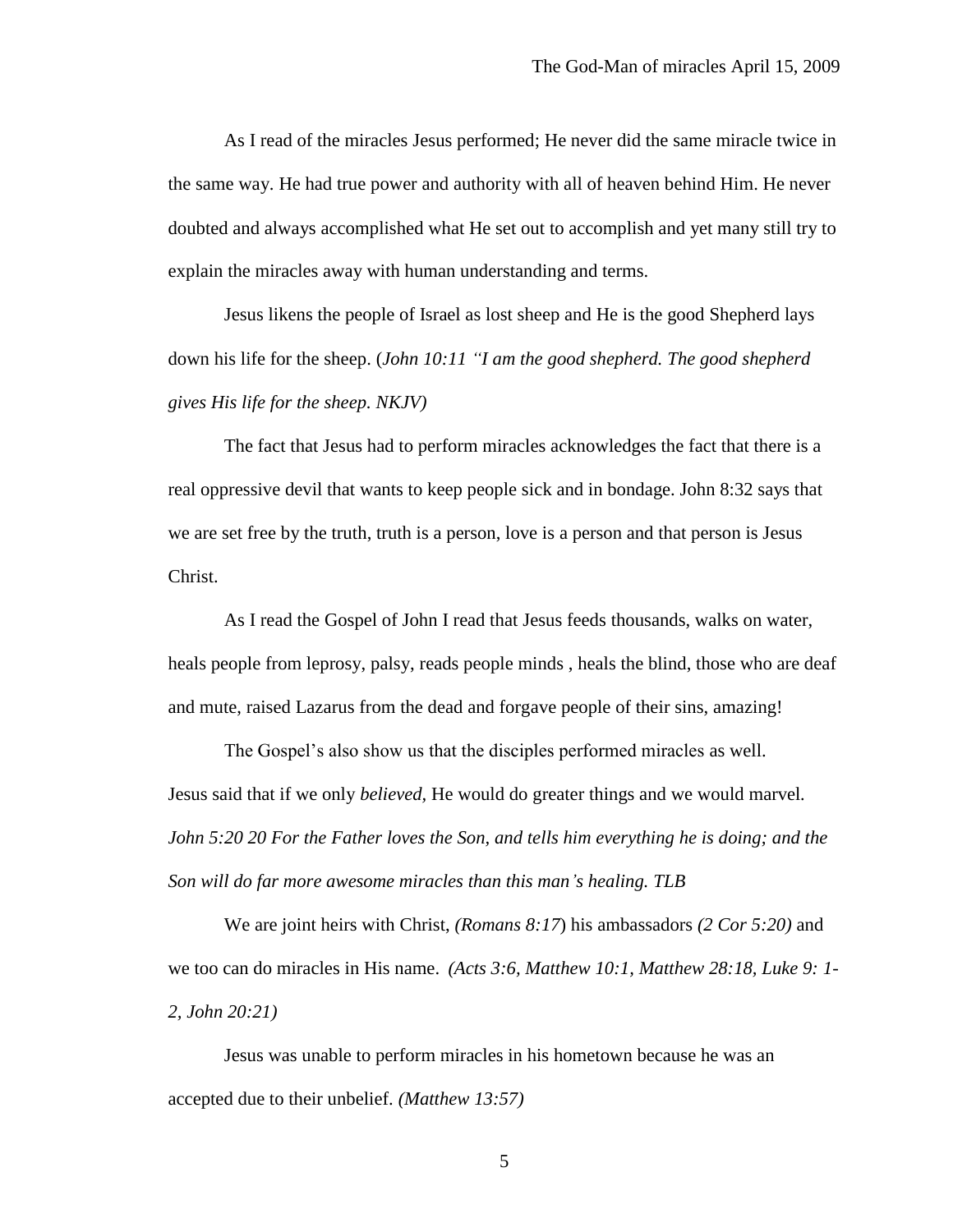As I read of the miracles Jesus performed; He never did the same miracle twice in the same way. He had true power and authority with all of heaven behind Him. He never doubted and always accomplished what He set out to accomplish and yet many still try to explain the miracles away with human understanding and terms.

Jesus likens the people of Israel as lost sheep and He is the good Shepherd lays down his life for the sheep. (*John 10:11 "I am the good shepherd. The good shepherd gives His life for the sheep. NKJV)*

The fact that Jesus had to perform miracles acknowledges the fact that there is a real oppressive devil that wants to keep people sick and in bondage. John 8:32 says that we are set free by the truth, truth is a person, love is a person and that person is Jesus Christ.

As I read the Gospel of John I read that Jesus feeds thousands, walks on water, heals people from leprosy, palsy, reads people minds , heals the blind, those who are deaf and mute, raised Lazarus from the dead and forgave people of their sins, amazing!

The Gospel's also show us that the disciples performed miracles as well. Jesus said that if we only *believed,* He would do greater things and we would marvel. *John 5:20 20 For the Father loves the Son, and tells him everything he is doing; and the Son will do far more awesome miracles than this man's healing. TLB*

We are joint heirs with Christ, *(Romans 8:17*) his ambassadors *(2 Cor 5:20)* and we too can do miracles in His name. *(Acts 3:6, Matthew 10:1, Matthew 28:18, Luke 9: 1-2, John 20:21)*

Jesus was unable to perform miracles in his hometown because he was an accepted due to their unbelief. *(Matthew 13:57)*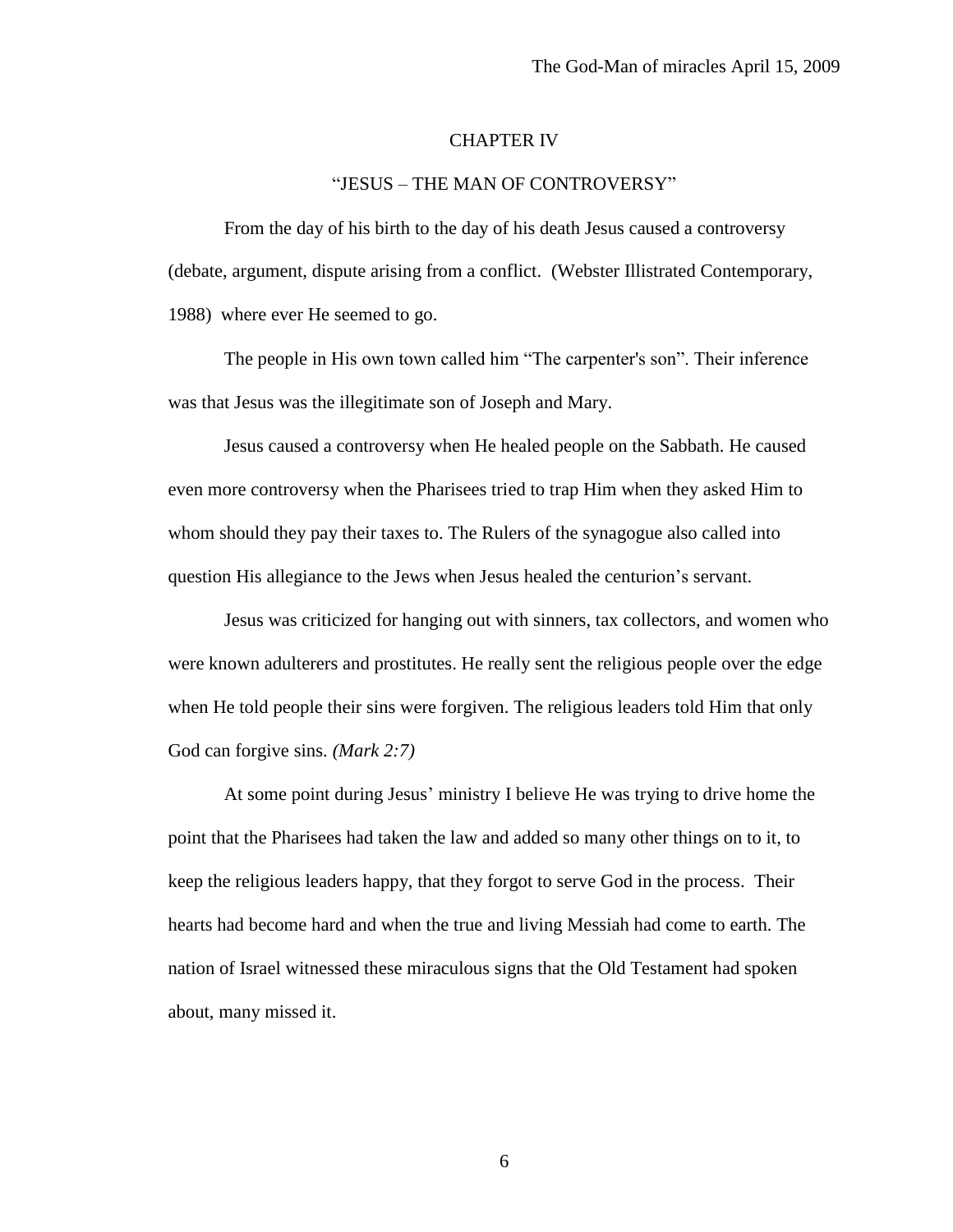# CHAPTER IV

## "JESUS – THE MAN OF CONTROVERSY"

From the day of his birth to the day of his death Jesus caused a controversy (debate, argument, dispute arising from a conflict. (Webster Illistrated Contemporary, 1988) where ever He seemed to go.

The people in His own town called him "The carpenter's son". Their inference was that Jesus was the illegitimate son of Joseph and Mary.

Jesus caused a controversy when He healed people on the Sabbath. He caused even more controversy when the Pharisees tried to trap Him when they asked Him to whom should they pay their taxes to. The Rulers of the synagogue also called into question His allegiance to the Jews when Jesus healed the centurion's servant.

Jesus was criticized for hanging out with sinners, tax collectors, and women who were known adulterers and prostitutes. He really sent the religious people over the edge when He told people their sins were forgiven. The religious leaders told Him that only God can forgive sins. *(Mark 2:7)*

At some point during Jesus' ministry I believe He was trying to drive home the point that the Pharisees had taken the law and added so many other things on to it, to keep the religious leaders happy, that they forgot to serve God in the process. Their hearts had become hard and when the true and living Messiah had come to earth. The nation of Israel witnessed these miraculous signs that the Old Testament had spoken about, many missed it.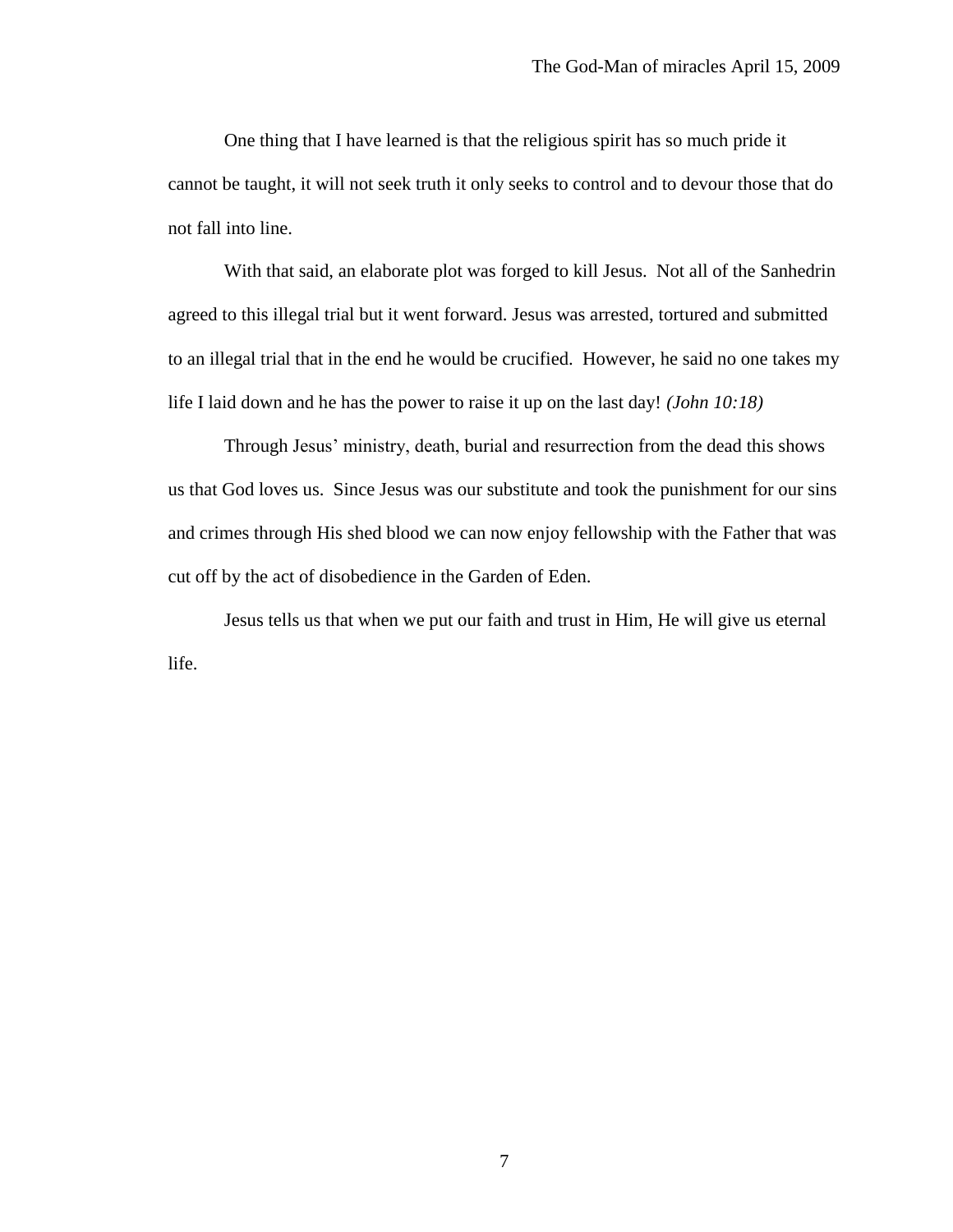One thing that I have learned is that the religious spirit has so much pride it cannot be taught, it will not seek truth it only seeks to control and to devour those that do not fall into line.

With that said, an elaborate plot was forged to kill Jesus. Not all of the Sanhedrin agreed to this illegal trial but it went forward. Jesus was arrested, tortured and submitted to an illegal trial that in the end he would be crucified. However, he said no one takes my life I laid down and he has the power to raise it up on the last day! *(John 10:18)*

Through Jesus' ministry, death, burial and resurrection from the dead this shows us that God loves us. Since Jesus was our substitute and took the punishment for our sins and crimes through His shed blood we can now enjoy fellowship with the Father that was cut off by the act of disobedience in the Garden of Eden.

Jesus tells us that when we put our faith and trust in Him, He will give us eternal life.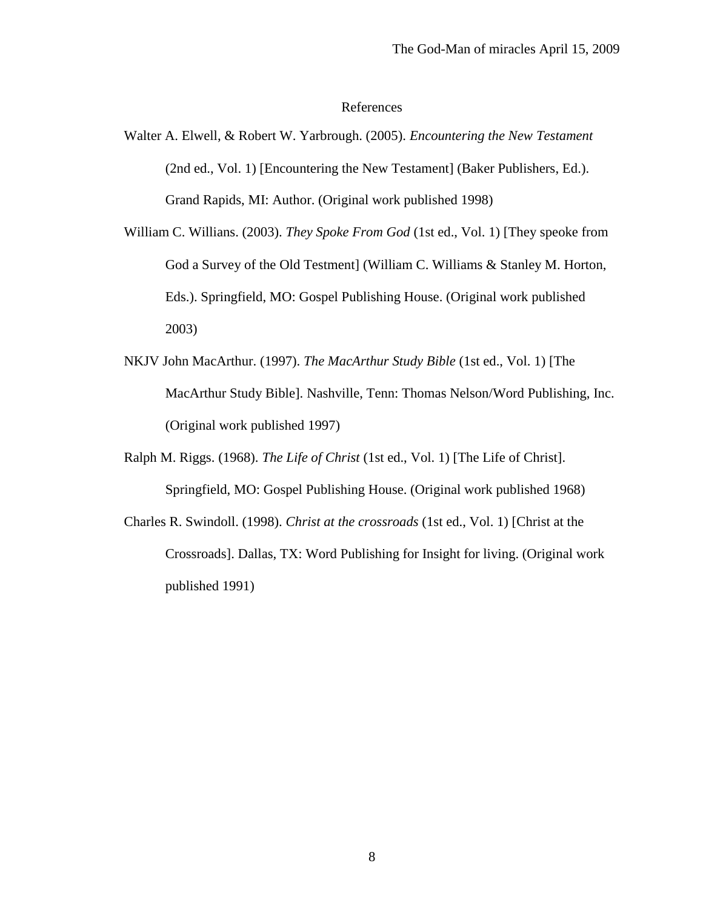# References

Walter A. Elwell, & Robert W. Yarbrough. (2005). *Encountering the New Testament* (2nd ed., Vol. 1) [Encountering the New Testament] (Baker Publishers, Ed.). Grand Rapids, MI: Author. (Original work published 1998)

William C. Willians. (2003). *They Spoke From God* (1st ed., Vol. 1) [They speoke from God a Survey of the Old Testment] (William C. Williams & Stanley M. Horton, Eds.). Springfield, MO: Gospel Publishing House. (Original work published 2003)

NKJV John MacArthur. (1997). *The MacArthur Study Bible* (1st ed., Vol. 1) [The MacArthur Study Bible]. Nashville, Tenn: Thomas Nelson/Word Publishing, Inc. (Original work published 1997)

Ralph M. Riggs. (1968). *The Life of Christ* (1st ed., Vol. 1) [The Life of Christ]. Springfield, MO: Gospel Publishing House. (Original work published 1968)

Charles R. Swindoll. (1998). *Christ at the crossroads* (1st ed., Vol. 1) [Christ at the Crossroads]. Dallas, TX: Word Publishing for Insight for living. (Original work published 1991)